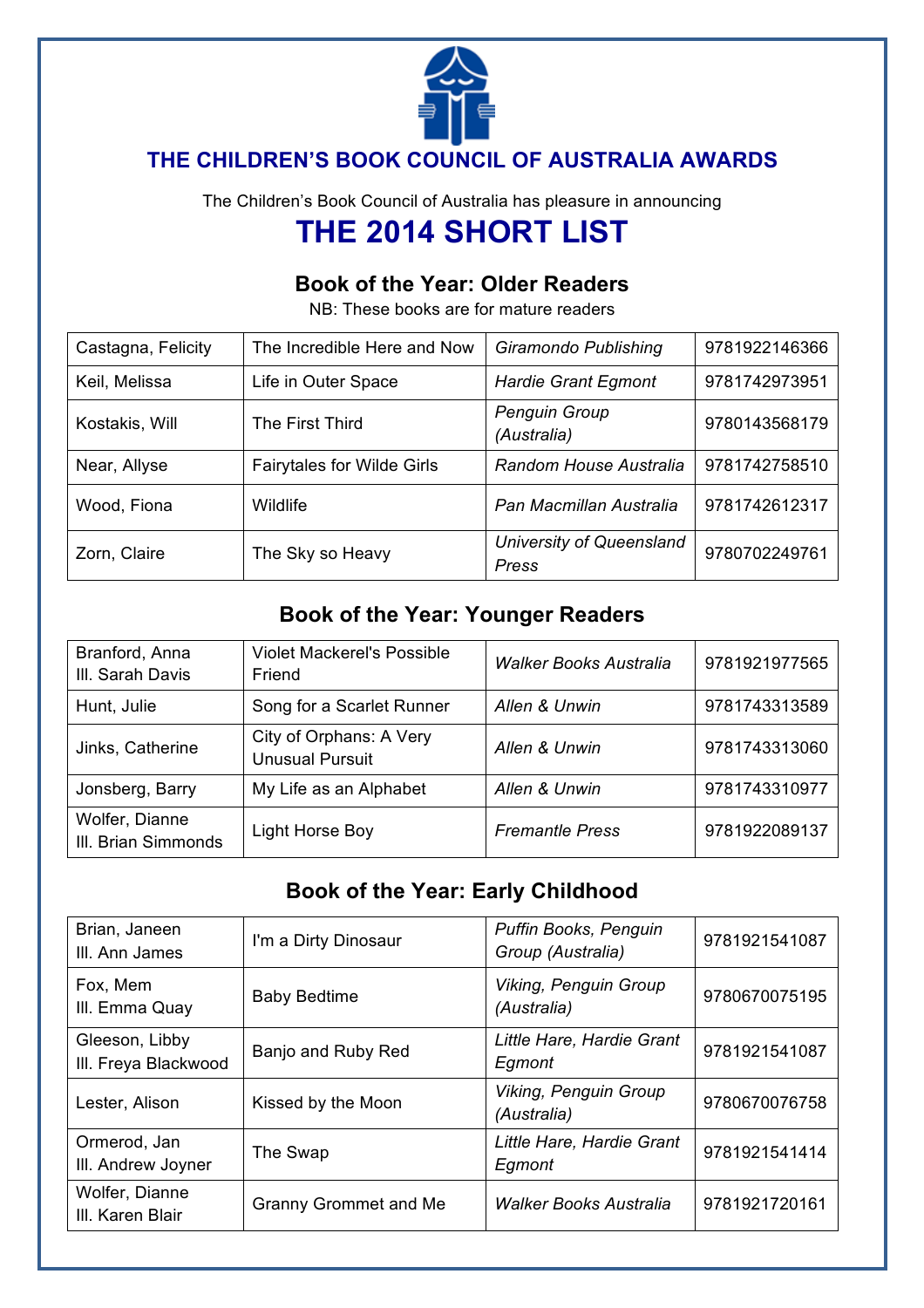# THE CHILDREN'S BOOK COUNCIL OF AUSTRALIA AWARDS

The Children's Book Council of Australia has pleasure in announcing

# THE 2014 SHORT LIST

## Book of the Year: Older Readers

NB: These books are for mature readers

| | | | |
|---|---|---|---|
| Castagna, Felicity | The Incredible Here and Now | *Giramondo Publishing* | 9781922146366 |
| Keil, Melissa | Life in Outer Space | *Hardie Grant Egmont* | 9781742973951 |
| Kostakis, Will | The First Third | *Penguin Group (Australia)* | 9780143568179 |
| Near, Allyse | Fairytales for Wilde Girls | *Random House Australia* | 9781742758510 |
| Wood, Fiona | Wildlife | *Pan Macmillan Australia* | 9781742612317 |
| Zorn, Claire | The Sky so Heavy | *University of Queensland Press* | 9780702249761 |

## Book of the Year: Younger Readers

| | | | |
|---|---|---|---|
| Branford, Anna<br>Ill. Sarah Davis | Violet Mackerel's Possible Friend | *Walker Books Australia* | 9781921977565 |
| Hunt, Julie | Song for a Scarlet Runner | *Allen & Unwin* | 9781743313589 |
| Jinks, Catherine | City of Orphans: A Very Unusual Pursuit | *Allen & Unwin* | 9781743313060 |
| Jonsberg, Barry | My Life as an Alphabet | *Allen & Unwin* | 9781743310977 |
| Wolfer, Dianne<br>Ill. Brian Simmonds | Light Horse Boy | *Fremantle Press* | 9781922089137 |

## Book of the Year: Early Childhood

| | | | |
|---|---|---|---|
| Brian, Janeen<br>Ill. Ann James | I'm a Dirty Dinosaur | *Puffin Books, Penguin Group (Australia)* | 9781921541087 |
| Fox, Mem<br>Ill. Emma Quay | Baby Bedtime | *Viking, Penguin Group (Australia)* | 9780670075195 |
| Gleeson, Libby<br>Ill. Freya Blackwood | Banjo and Ruby Red | *Little Hare, Hardie Grant Egmont* | 9781921541087 |
| Lester, Alison | Kissed by the Moon | *Viking, Penguin Group (Australia)* | 9780670076758 |
| Ormerod, Jan<br>Ill. Andrew Joyner | The Swap | *Little Hare, Hardie Grant Egmont* | 9781921541414 |
| Wolfer, Dianne<br>Ill. Karen Blair | Granny Grommet and Me | *Walker Books Australia* | 9781921720161 |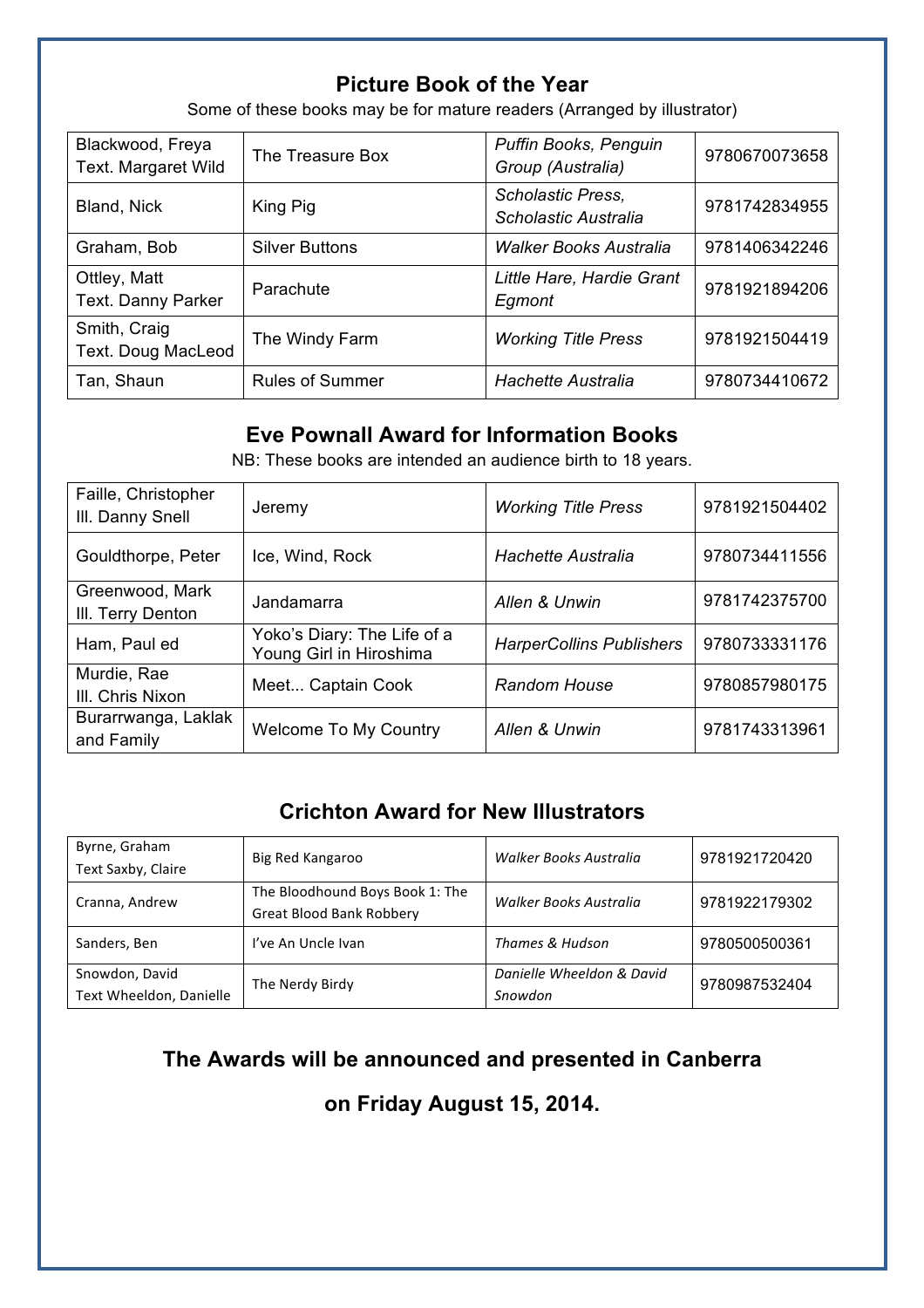## Picture Book of the Year

Some of these books may be for mature readers (Arranged by illustrator)

| | | | |
|---|---|---|---|
| Blackwood, Freya<br>Text. Margaret Wild | The Treasure Box | *Puffin Books, Penguin Group (Australia)* | 9780670073658 |
| Bland, Nick | King Pig | *Scholastic Press, Scholastic Australia* | 9781742834955 |
| Graham, Bob | Silver Buttons | *Walker Books Australia* | 9781406342246 |
| Ottley, Matt<br>Text. Danny Parker | Parachute | *Little Hare, Hardie Grant Egmont* | 9781921894206 |
| Smith, Craig<br>Text. Doug MacLeod | The Windy Farm | *Working Title Press* | 9781921504419 |
| Tan, Shaun | Rules of Summer | *Hachette Australia* | 9780734410672 |

## Eve Pownall Award for Information Books

NB: These books are intended an audience birth to 18 years.

| | | | |
|---|---|---|---|
| Faille, Christopher<br>Ill. Danny Snell | Jeremy | *Working Title Press* | 9781921504402 |
| Gouldthorpe, Peter | Ice, Wind, Rock | *Hachette Australia* | 9780734411556 |
| Greenwood, Mark<br>Ill. Terry Denton | Jandamarra | *Allen & Unwin* | 9781742375700 |
| Ham, Paul ed | Yoko's Diary: The Life of a Young Girl in Hiroshima | *HarperCollins Publishers* | 9780733331176 |
| Murdie, Rae<br>Ill. Chris Nixon | Meet... Captain Cook | *Random House* | 9780857980175 |
| Burarrwanga, Laklak and Family | Welcome To My Country | *Allen & Unwin* | 9781743313961 |

## Crichton Award for New Illustrators

| | | | |
|---|---|---|---|
| Byrne, Graham<br>Text Saxby, Claire | Big Red Kangaroo | *Walker Books Australia* | 9781921720420 |
| Cranna, Andrew | The Bloodhound Boys Book 1: The Great Blood Bank Robbery | *Walker Books Australia* | 9781922179302 |
| Sanders, Ben | I've An Uncle Ivan | *Thames & Hudson* | 9780500500361 |
| Snowdon, David<br>Text Wheeldon, Danielle | The Nerdy Birdy | *Danielle Wheeldon & David Snowdon* | 9780987532404 |

**The Awards will be announced and presented in Canberra**

**on Friday August 15, 2014.**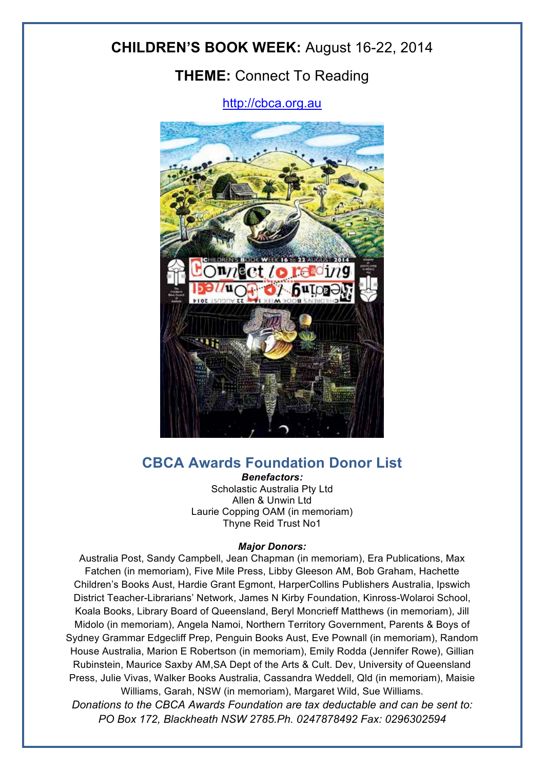**CHILDREN'S BOOK WEEK:** August 16-22, 2014

**THEME:** Connect To Reading

http://cbca.org.au

## CBCA Awards Foundation Donor List

***Benefactors:***

Scholastic Australia Pty Ltd
Allen & Unwin Ltd
Laurie Copping OAM (in memoriam)
Thyne Reid Trust No1

***Major Donors:***

Australia Post, Sandy Campbell, Jean Chapman (in memoriam), Era Publications, Max Fatchen (in memoriam), Five Mile Press, Libby Gleeson AM, Bob Graham, Hachette Children's Books Aust, Hardie Grant Egmont, HarperCollins Publishers Australia, Ipswich District Teacher-Librarians' Network, James N Kirby Foundation, Kinross-Wolaroi School, Koala Books, Library Board of Queensland, Beryl Moncrieff Matthews (in memoriam), Jill Midolo (in memoriam), Angela Namoi, Northern Territory Government, Parents & Boys of Sydney Grammar Edgecliff Prep, Penguin Books Aust, Eve Pownall (in memoriam), Random House Australia, Marion E Robertson (in memoriam), Emily Rodda (Jennifer Rowe), Gillian Rubinstein, Maurice Saxby AM,SA Dept of the Arts & Cult. Dev, University of Queensland Press, Julie Vivas, Walker Books Australia, Cassandra Weddell, Qld (in memoriam), Maisie Williams, Garah, NSW (in memoriam), Margaret Wild, Sue Williams.

*Donations to the CBCA Awards Foundation are tax deductable and can be sent to: PO Box 172, Blackheath NSW 2785.Ph. 0247878492 Fax: 0296302594*